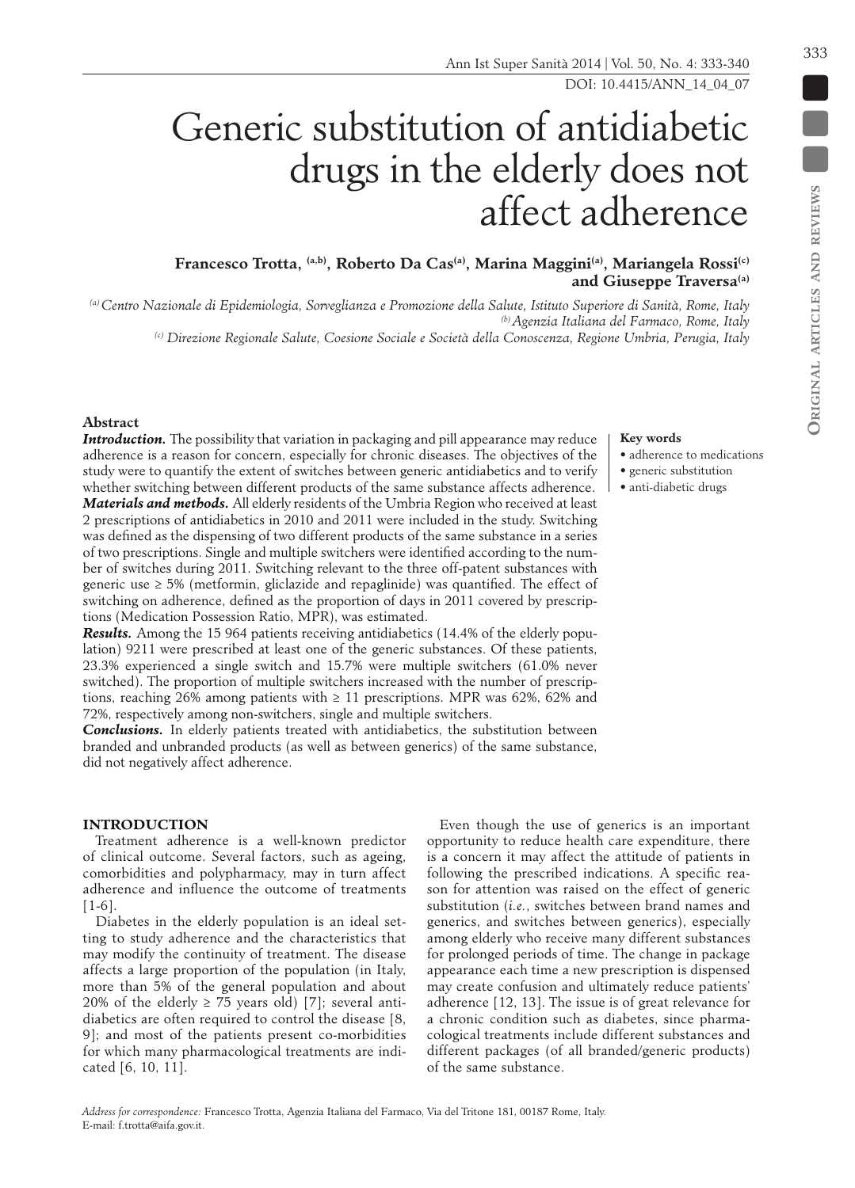# Generic substitution of antidiabetic drugs in the elderly does not affect adherence

**Francesco Trotta, [a,b], Roberto Da Cas[a], Marina Maggini[a], Mariangela Rossi[c] and Giuseppe Traversa[a]**

*[a] Centro Nazionale di Epidemiologia, Sorveglianza e Promozione della Salute, Istituto Superiore di Sanità, Rome, Italy*
*[b] Agenzia Italiana del Farmaco, Rome, Italy*
*[c] Direzione Regionale Salute, Coesione Sociale e Società della Conoscenza, Regione Umbria, Perugia, Italy*

### Abstract

***Introduction.*** The possibility that variation in packaging and pill appearance may reduce adherence is a reason for concern, especially for chronic diseases. The objectives of the study were to quantify the extent of switches between generic antidiabetics and to verify whether switching between different products of the same substance affects adherence.

***Materials and methods.*** All elderly residents of the Umbria Region who received at least 2 prescriptions of antidiabetics in 2010 and 2011 were included in the study. Switching was defined as the dispensing of two different products of the same substance in a series of two prescriptions. Single and multiple switchers were identified according to the number of switches during 2011. Switching relevant to the three off-patent substances with generic use ≥ 5% (metformin, gliclazide and repaglinide) was quantified. The effect of switching on adherence, defined as the proportion of days in 2011 covered by prescriptions (Medication Possession Ratio, MPR), was estimated.

***Results.*** Among the 15 964 patients receiving antidiabetics (14.4% of the elderly population) 9211 were prescribed at least one of the generic substances. Of these patients, 23.3% experienced a single switch and 15.7% were multiple switchers (61.0% never switched). The proportion of multiple switchers increased with the number of prescriptions, reaching 26% among patients with ≥ 11 prescriptions. MPR was 62%, 62% and 72%, respectively among non-switchers, single and multiple switchers.

***Conclusions.*** In elderly patients treated with antidiabetics, the substitution between branded and unbranded products (as well as between generics) of the same substance, did not negatively affect adherence.

**Key words**

- adherence to medications
- generic substitution
- anti-diabetic drugs

## INTRODUCTION

Treatment adherence is a well-known predictor of clinical outcome. Several factors, such as ageing, comorbidities and polypharmacy, may in turn affect adherence and influence the outcome of treatments [1-6].

Diabetes in the elderly population is an ideal setting to study adherence and the characteristics that may modify the continuity of treatment. The disease affects a large proportion of the population (in Italy, more than 5% of the general population and about 20% of the elderly ≥ 75 years old) [7]; several antidiabetics are often required to control the disease [8, 9]; and most of the patients present co-morbidities for which many pharmacological treatments are indicated [6, 10, 11].

Even though the use of generics is an important opportunity to reduce health care expenditure, there is a concern it may affect the attitude of patients in following the prescribed indications. A specific reason for attention was raised on the effect of generic substitution (*i.e.*, switches between brand names and generics, and switches between generics), especially among elderly who receive many different substances for prolonged periods of time. The change in package appearance each time a new prescription is dispensed may create confusion and ultimately reduce patients' adherence [12, 13]. The issue is of great relevance for a chronic condition such as diabetes, since pharmacological treatments include different substances and different packages (of all branded/generic products) of the same substance.

*Address for correspondence:* Francesco Trotta, Agenzia Italiana del Farmaco, Via del Tritone 181, 00187 Rome, Italy. E-mail: f.trotta@aifa.gov.it.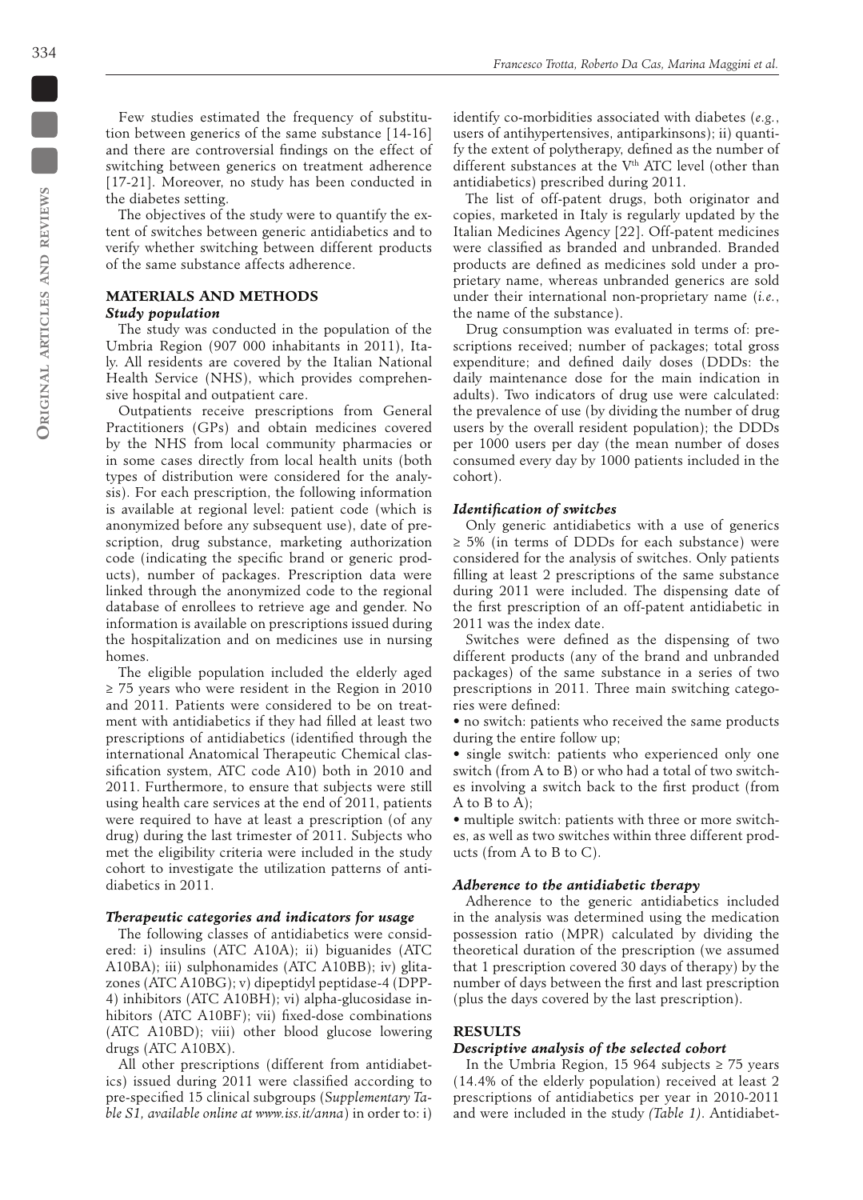Few studies estimated the frequency of substitution between generics of the same substance [14-16] and there are controversial findings on the effect of switching between generics on treatment adherence [17-21]. Moreover, no study has been conducted in the diabetes setting.

The objectives of the study were to quantify the extent of switches between generic antidiabetics and to verify whether switching between different products of the same substance affects adherence.

## MATERIALS AND METHODS

### *Study population*

The study was conducted in the population of the Umbria Region (907 000 inhabitants in 2011), Italy. All residents are covered by the Italian National Health Service (NHS), which provides comprehensive hospital and outpatient care.

Outpatients receive prescriptions from General Practitioners (GPs) and obtain medicines covered by the NHS from local community pharmacies or in some cases directly from local health units (both types of distribution were considered for the analysis). For each prescription, the following information is available at regional level: patient code (which is anonymized before any subsequent use), date of prescription, drug substance, marketing authorization code (indicating the specific brand or generic products), number of packages. Prescription data were linked through the anonymized code to the regional database of enrollees to retrieve age and gender. No information is available on prescriptions issued during the hospitalization and on medicines use in nursing homes.

The eligible population included the elderly aged ≥ 75 years who were resident in the Region in 2010 and 2011. Patients were considered to be on treatment with antidiabetics if they had filled at least two prescriptions of antidiabetics (identified through the international Anatomical Therapeutic Chemical classification system, ATC code A10) both in 2010 and 2011. Furthermore, to ensure that subjects were still using health care services at the end of 2011, patients were required to have at least a prescription (of any drug) during the last trimester of 2011. Subjects who met the eligibility criteria were included in the study cohort to investigate the utilization patterns of antidiabetics in 2011.

### *Therapeutic categories and indicators for usage*

The following classes of antidiabetics were considered: i) insulins (ATC A10A); ii) biguanides (ATC A10BA); iii) sulphonamides (ATC A10BB); iv) glitazones (ATC A10BG); v) dipeptidyl peptidase-4 (DPP-4) inhibitors (ATC A10BH); vi) alpha-glucosidase inhibitors (ATC A10BF); vii) fixed-dose combinations (ATC A10BD); viii) other blood glucose lowering drugs (ATC A10BX).

All other prescriptions (different from antidiabetics) issued during 2011 were classified according to pre-specified 15 clinical subgroups (*Supplementary Table S1, available online at www.iss.it/anna*) in order to: i) identify co-morbidities associated with diabetes (*e.g.*, users of antihypertensives, antiparkinsons); ii) quantify the extent of polytherapy, defined as the number of different substances at the V[th] ATC level (other than antidiabetics) prescribed during 2011.

The list of off-patent drugs, both originator and copies, marketed in Italy is regularly updated by the Italian Medicines Agency [22]. Off-patent medicines were classified as branded and unbranded. Branded products are defined as medicines sold under a proprietary name, whereas unbranded generics are sold under their international non-proprietary name (*i.e.*, the name of the substance).

Drug consumption was evaluated in terms of: prescriptions received; number of packages; total gross expenditure; and defined daily doses (DDDs: the daily maintenance dose for the main indication in adults). Two indicators of drug use were calculated: the prevalence of use (by dividing the number of drug users by the overall resident population); the DDDs per 1000 users per day (the mean number of doses consumed every day by 1000 patients included in the cohort).

### *Identification of switches*

Only generic antidiabetics with a use of generics ≥ 5% (in terms of DDDs for each substance) were considered for the analysis of switches. Only patients filling at least 2 prescriptions of the same substance during 2011 were included. The dispensing date of the first prescription of an off-patent antidiabetic in 2011 was the index date.

Switches were defined as the dispensing of two different products (any of the brand and unbranded packages) of the same substance in a series of two prescriptions in 2011. Three main switching categories were defined:

- no switch: patients who received the same products during the entire follow up;
- single switch: patients who experienced only one switch (from A to B) or who had a total of two switches involving a switch back to the first product (from A to B to A);
- multiple switch: patients with three or more switches, as well as two switches within three different products (from A to B to C).

### *Adherence to the antidiabetic therapy*

Adherence to the generic antidiabetics included in the analysis was determined using the medication possession ratio (MPR) calculated by dividing the theoretical duration of the prescription (we assumed that 1 prescription covered 30 days of therapy) by the number of days between the first and last prescription (plus the days covered by the last prescription).

## RESULTS

### *Descriptive analysis of the selected cohort*

In the Umbria Region, 15 964 subjects ≥ 75 years (14.4% of the elderly population) received at least 2 prescriptions of antidiabetics per year in 2010-2011 and were included in the study *(Table 1)*. Antidiabet-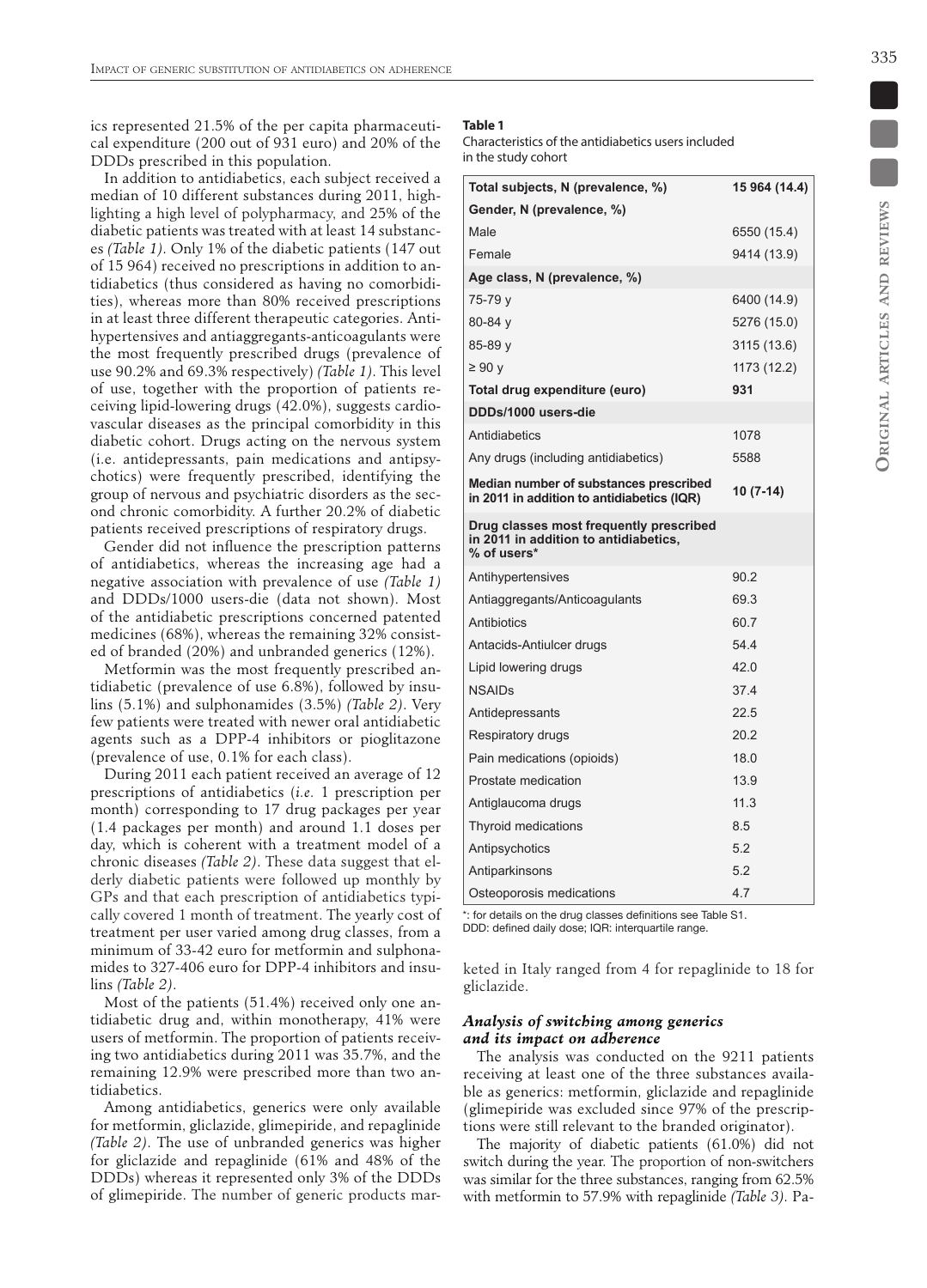ics represented 21.5% of the per capita pharmaceutical expenditure (200 out of 931 euro) and 20% of the DDDs prescribed in this population.

In addition to antidiabetics, each subject received a median of 10 different substances during 2011, highlighting a high level of polypharmacy, and 25% of the diabetic patients was treated with at least 14 substances *(Table 1)*. Only 1% of the diabetic patients (147 out of 15 964) received no prescriptions in addition to antidiabetics (thus considered as having no comorbidities), whereas more than 80% received prescriptions in at least three different therapeutic categories. Antihypertensives and antiaggregants-anticoagulants were the most frequently prescribed drugs (prevalence of use 90.2% and 69.3% respectively) *(Table 1)*. This level of use, together with the proportion of patients receiving lipid-lowering drugs (42.0%), suggests cardiovascular diseases as the principal comorbidity in this diabetic cohort. Drugs acting on the nervous system (i.e. antidepressants, pain medications and antipsychotics) were frequently prescribed, identifying the group of nervous and psychiatric disorders as the second chronic comorbidity. A further 20.2% of diabetic patients received prescriptions of respiratory drugs.

Gender did not influence the prescription patterns of antidiabetics, whereas the increasing age had a negative association with prevalence of use *(Table 1)* and DDDs/1000 users-die (data not shown). Most of the antidiabetic prescriptions concerned patented medicines (68%), whereas the remaining 32% consisted of branded (20%) and unbranded generics (12%).

Metformin was the most frequently prescribed antidiabetic (prevalence of use 6.8%), followed by insulins (5.1%) and sulphonamides (3.5%) *(Table 2)*. Very few patients were treated with newer oral antidiabetic agents such as a DPP-4 inhibitors or pioglitazone (prevalence of use, 0.1% for each class).

During 2011 each patient received an average of 12 prescriptions of antidiabetics (*i.e.* 1 prescription per month) corresponding to 17 drug packages per year (1.4 packages per month) and around 1.1 doses per day, which is coherent with a treatment model of a chronic diseases *(Table 2)*. These data suggest that elderly diabetic patients were followed up monthly by GPs and that each prescription of antidiabetics typically covered 1 month of treatment. The yearly cost of treatment per user varied among drug classes, from a minimum of 33-42 euro for metformin and sulphonamides to 327-406 euro for DPP-4 inhibitors and insulins *(Table 2)*.

Most of the patients (51.4%) received only one antidiabetic drug and, within monotherapy, 41% were users of metformin. The proportion of patients receiving two antidiabetics during 2011 was 35.7%, and the remaining 12.9% were prescribed more than two antidiabetics.

Among antidiabetics, generics were only available for metformin, gliclazide, glimepiride, and repaglinide *(Table 2)*. The use of unbranded generics was higher for gliclazide and repaglinide (61% and 48% of the DDDs) whereas it represented only 3% of the DDDs of glimepiride. The number of generic products marketed in Italy ranged from 4 for repaglinide to 18 for gliclazide.

**Table 1**

Characteristics of the antidiabetics users included in the study cohort

| Total subjects, N (prevalence, %) | 15 964 (14.4) |
|---|---|
| **Gender, N (prevalence, %)** | |
| Male | 6550 (15.4) |
| Female | 9414 (13.9) |
| **Age class, N (prevalence, %)** | |
| 75-79 y | 6400 (14.9) |
| 80-84 y | 5276 (15.0) |
| 85-89 y | 3115 (13.6) |
| ≥ 90 y | 1173 (12.2) |
| **Total drug expenditure (euro)** | **931** |
| **DDDs/1000 users-die** | |
| Antidiabetics | 1078 |
| Any drugs (including antidiabetics) | 5588 |
| **Median number of substances prescribed in 2011 in addition to antidiabetics (IQR)** | **10 (7-14)** |
| **Drug classes most frequently prescribed in 2011 in addition to antidiabetics, % of users*** | |
| Antihypertensives | 90.2 |
| Antiaggregants/Anticoagulants | 69.3 |
| Antibiotics | 60.7 |
| Antacids-Antiulcer drugs | 54.4 |
| Lipid lowering drugs | 42.0 |
| NSAIDs | 37.4 |
| Antidepressants | 22.5 |
| Respiratory drugs | 20.2 |
| Pain medications (opioids) | 18.0 |
| Prostate medication | 13.9 |
| Antiglaucoma drugs | 11.3 |
| Thyroid medications | 8.5 |
| Antipsychotics | 5.2 |
| Antiparkinsons | 5.2 |
| Osteoporosis medications | 4.7 |

*: for details on the drug classes definitions see Table S1.
DDD: defined daily dose; IQR: interquartile range.

### *Analysis of switching among generics and its impact on adherence*

The analysis was conducted on the 9211 patients receiving at least one of the three substances available as generics: metformin, gliclazide and repaglinide (glimepiride was excluded since 97% of the prescriptions were still relevant to the branded originator).

The majority of diabetic patients (61.0%) did not switch during the year. The proportion of non-switchers was similar for the three substances, ranging from 62.5% with metformin to 57.9% with repaglinide *(Table 3)*. Pa-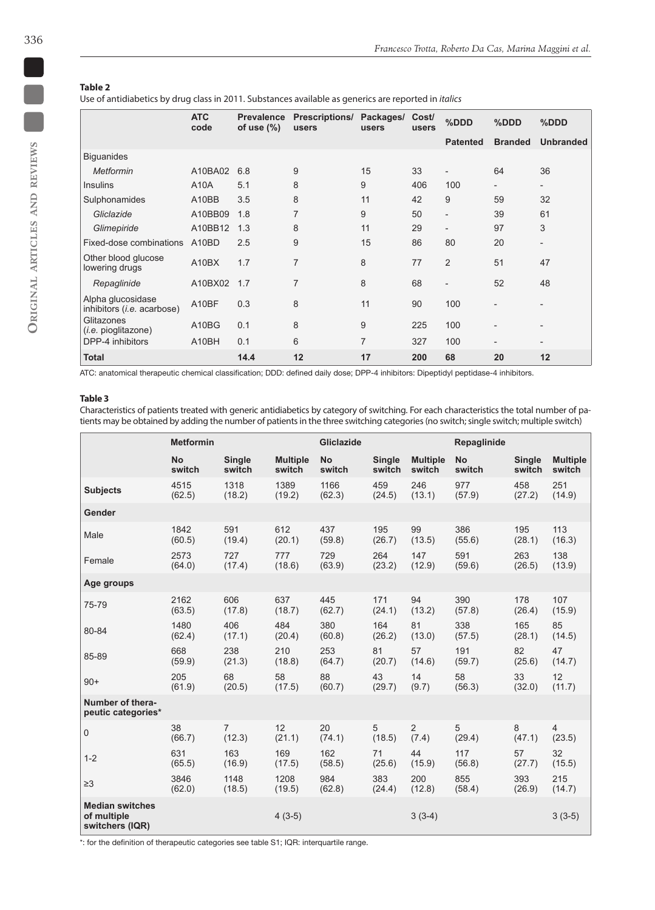**Table 2**

Use of antidiabetics by drug class in 2011. Substances available as generics are reported in *italics*

| | ATC code | Prevalence of use (%) | Prescriptions/ users | Packages/ users | Cost/ users | %DDD | %DDD | %DDD |
|---|---|---|---|---|---|---|---|---|
| | | | | | | Patented | Branded | Unbranded |
| Biguanides | | | | | | | | |
| *Metformin* | A10BA02 | 6.8 | 9 | 15 | 33 | - | 64 | 36 |
| Insulins | A10A | 5.1 | 8 | 9 | 406 | 100 | - | - |
| Sulphonamides | A10BB | 3.5 | 8 | 11 | 42 | 9 | 59 | 32 |
| *Gliclazide* | A10BB09 | 1.8 | 7 | 9 | 50 | - | 39 | 61 |
| *Glimepiride* | A10BB12 | 1.3 | 8 | 11 | 29 | - | 97 | 3 |
| Fixed-dose combinations | A10BD | 2.5 | 9 | 15 | 86 | 80 | 20 | - |
| Other blood glucose lowering drugs | A10BX | 1.7 | 7 | 8 | 77 | 2 | 51 | 47 |
| *Repaglinide* | A10BX02 | 1.7 | 7 | 8 | 68 | - | 52 | 48 |
| Alpha glucosidase inhibitors (*i.e.* acarbose) | A10BF | 0.3 | 8 | 11 | 90 | 100 | - | - |
| Glitazones (*i.e.* pioglitazone) | A10BG | 0.1 | 8 | 9 | 225 | 100 | - | - |
| DPP-4 inhibitors | A10BH | 0.1 | 6 | 7 | 327 | 100 | - | - |
| **Total** | | **14.4** | **12** | **17** | **200** | **68** | **20** | **12** |

ATC: anatomical therapeutic chemical classification; DDD: defined daily dose; DPP-4 inhibitors: Dipeptidyl peptidase-4 inhibitors.

**Table 3**

Characteristics of patients treated with generic antidiabetics by category of switching. For each characteristics the total number of patients may be obtained by adding the number of patients in the three switching categories (no switch; single switch; multiple switch)

| | Metformin | | | Gliclazide | | | Repaglinide | | |
|---|---|---|---|---|---|---|---|---|---|
| | No switch | Single switch | Multiple switch | No switch | Single switch | Multiple switch | No switch | Single switch | Multiple switch |
| **Subjects** | 4515 (62.5) | 1318 (18.2) | 1389 (19.2) | 1166 (62.3) | 459 (24.5) | 246 (13.1) | 977 (57.9) | 458 (27.2) | 251 (14.9) |
| **Gender** | | | | | | | | | |
| Male | 1842 (60.5) | 591 (19.4) | 612 (20.1) | 437 (59.8) | 195 (26.7) | 99 (13.5) | 386 (55.6) | 195 (28.1) | 113 (16.3) |
| Female | 2573 (64.0) | 727 (17.4) | 777 (18.6) | 729 (63.9) | 264 (23.2) | 147 (12.9) | 591 (59.6) | 263 (26.5) | 138 (13.9) |
| **Age groups** | | | | | | | | | |
| 75-79 | 2162 (63.5) | 606 (17.8) | 637 (18.7) | 445 (62.7) | 171 (24.1) | 94 (13.2) | 390 (57.8) | 178 (26.4) | 107 (15.9) |
| 80-84 | 1480 (62.4) | 406 (17.1) | 484 (20.4) | 380 (60.8) | 164 (26.2) | 81 (13.0) | 338 (57.5) | 165 (28.1) | 85 (14.5) |
| 85-89 | 668 (59.9) | 238 (21.3) | 210 (18.8) | 253 (64.7) | 81 (20.7) | 57 (14.6) | 191 (59.7) | 82 (25.6) | 47 (14.7) |
| 90+ | 205 (61.9) | 68 (20.5) | 58 (17.5) | 88 (60.7) | 43 (29.7) | 14 (9.7) | 58 (56.3) | 33 (32.0) | 12 (11.7) |
| **Number of therapeutic categories*** | | | | | | | | | |
| 0 | 38 (66.7) | 7 (12.3) | 12 (21.1) | 20 (74.1) | 5 (18.5) | 2 (7.4) | 5 (29.4) | 8 (47.1) | 4 (23.5) |
| 1-2 | 631 (65.5) | 163 (16.9) | 169 (17.5) | 162 (58.5) | 71 (25.6) | 44 (15.9) | 117 (56.8) | 57 (27.7) | 32 (15.5) |
| ≥3 | 3846 (62.0) | 1148 (18.5) | 1208 (19.5) | 984 (62.8) | 383 (24.4) | 200 (12.8) | 855 (58.4) | 393 (26.9) | 215 (14.7) |
| **Median switches of multiple switchers (IQR)** | | | 4 (3-5) | | | 3 (3-4) | | | 3 (3-5) |

*: for the definition of therapeutic categories see table S1; IQR: interquartile range.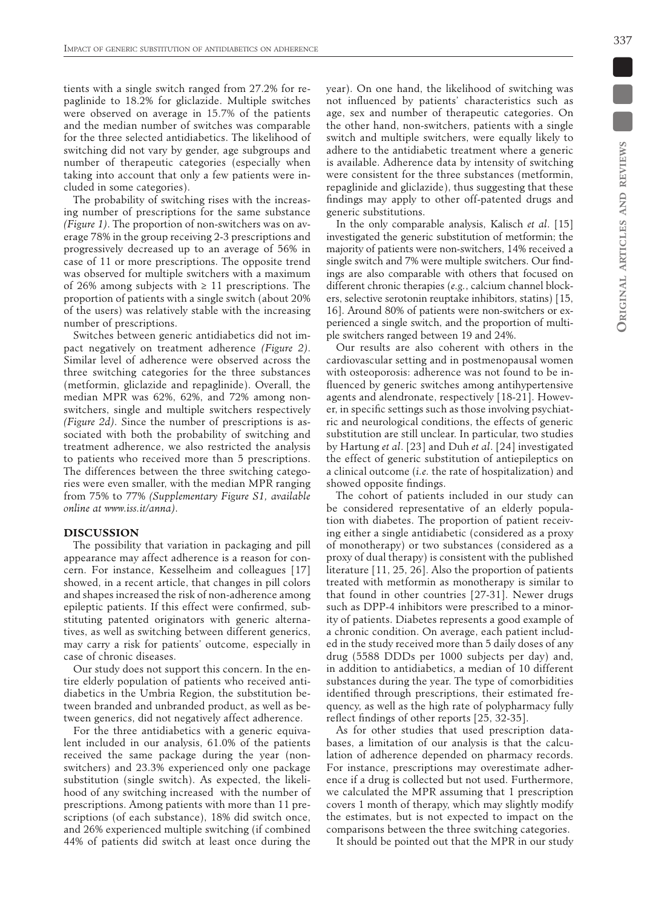tients with a single switch ranged from 27.2% for repaglinide to 18.2% for gliclazide. Multiple switches were observed on average in 15.7% of the patients and the median number of switches was comparable for the three selected antidiabetics. The likelihood of switching did not vary by gender, age subgroups and number of therapeutic categories (especially when taking into account that only a few patients were included in some categories).

The probability of switching rises with the increasing number of prescriptions for the same substance *(Figure 1)*. The proportion of non-switchers was on average 78% in the group receiving 2-3 prescriptions and progressively decreased up to an average of 56% in case of 11 or more prescriptions. The opposite trend was observed for multiple switchers with a maximum of 26% among subjects with ≥ 11 prescriptions. The proportion of patients with a single switch (about 20% of the users) was relatively stable with the increasing number of prescriptions.

Switches between generic antidiabetics did not impact negatively on treatment adherence *(Figure 2)*. Similar level of adherence were observed across the three switching categories for the three substances (metformin, gliclazide and repaglinide). Overall, the median MPR was 62%, 62%, and 72% among non-switchers, single and multiple switchers respectively *(Figure 2d)*. Since the number of prescriptions is associated with both the probability of switching and treatment adherence, we also restricted the analysis to patients who received more than 5 prescriptions. The differences between the three switching categories were even smaller, with the median MPR ranging from 75% to 77% *(Supplementary Figure S1, available online at www.iss.it/anna)*.

## DISCUSSION

The possibility that variation in packaging and pill appearance may affect adherence is a reason for concern. For instance, Kesselheim and colleagues [17] showed, in a recent article, that changes in pill colors and shapes increased the risk of non-adherence among epileptic patients. If this effect were confirmed, substituting patented originators with generic alternatives, as well as switching between different generics, may carry a risk for patients' outcome, especially in case of chronic diseases.

Our study does not support this concern. In the entire elderly population of patients who received antidiabetics in the Umbria Region, the substitution between branded and unbranded product, as well as between generics, did not negatively affect adherence.

For the three antidiabetics with a generic equivalent included in our analysis, 61.0% of the patients received the same package during the year (non-switchers) and 23.3% experienced only one package substitution (single switch). As expected, the likelihood of any switching increased with the number of prescriptions. Among patients with more than 11 prescriptions (of each substance), 18% did switch once, and 26% experienced multiple switching (if combined 44% of patients did switch at least once during the year). On one hand, the likelihood of switching was not influenced by patients' characteristics such as age, sex and number of therapeutic categories. On the other hand, non-switchers, patients with a single switch and multiple switchers, were equally likely to adhere to the antidiabetic treatment where a generic is available. Adherence data by intensity of switching were consistent for the three substances (metformin, repaglinide and gliclazide), thus suggesting that these findings may apply to other off-patented drugs and generic substitutions.

In the only comparable analysis, Kalisch *et al*. [15] investigated the generic substitution of metformin; the majority of patients were non-switchers, 14% received a single switch and 7% were multiple switchers. Our findings are also comparable with others that focused on different chronic therapies (*e.g.*, calcium channel blockers, selective serotonin reuptake inhibitors, statins) [15, 16]. Around 80% of patients were non-switchers or experienced a single switch, and the proportion of multiple switchers ranged between 19 and 24%.

Our results are also coherent with others in the cardiovascular setting and in postmenopausal women with osteoporosis: adherence was not found to be influenced by generic switches among antihypertensive agents and alendronate, respectively [18-21]. However, in specific settings such as those involving psychiatric and neurological conditions, the effects of generic substitution are still unclear. In particular, two studies by Hartung *et al*. [23] and Duh *et al*. [24] investigated the effect of generic substitution of antiepileptics on a clinical outcome (*i.e.* the rate of hospitalization) and showed opposite findings.

The cohort of patients included in our study can be considered representative of an elderly population with diabetes. The proportion of patient receiving either a single antidiabetic (considered as a proxy of monotherapy) or two substances (considered as a proxy of dual therapy) is consistent with the published literature [11, 25, 26]. Also the proportion of patients treated with metformin as monotherapy is similar to that found in other countries [27-31]. Newer drugs such as DPP-4 inhibitors were prescribed to a minority of patients. Diabetes represents a good example of a chronic condition. On average, each patient included in the study received more than 5 daily doses of any drug (5588 DDDs per 1000 subjects per day) and, in addition to antidiabetics, a median of 10 different substances during the year. The type of comorbidities identified through prescriptions, their estimated frequency, as well as the high rate of polypharmacy fully reflect findings of other reports [25, 32-35].

As for other studies that used prescription databases, a limitation of our analysis is that the calculation of adherence depended on pharmacy records. For instance, prescriptions may overestimate adherence if a drug is collected but not used. Furthermore, we calculated the MPR assuming that 1 prescription covers 1 month of therapy, which may slightly modify the estimates, but is not expected to impact on the comparisons between the three switching categories.

It should be pointed out that the MPR in our study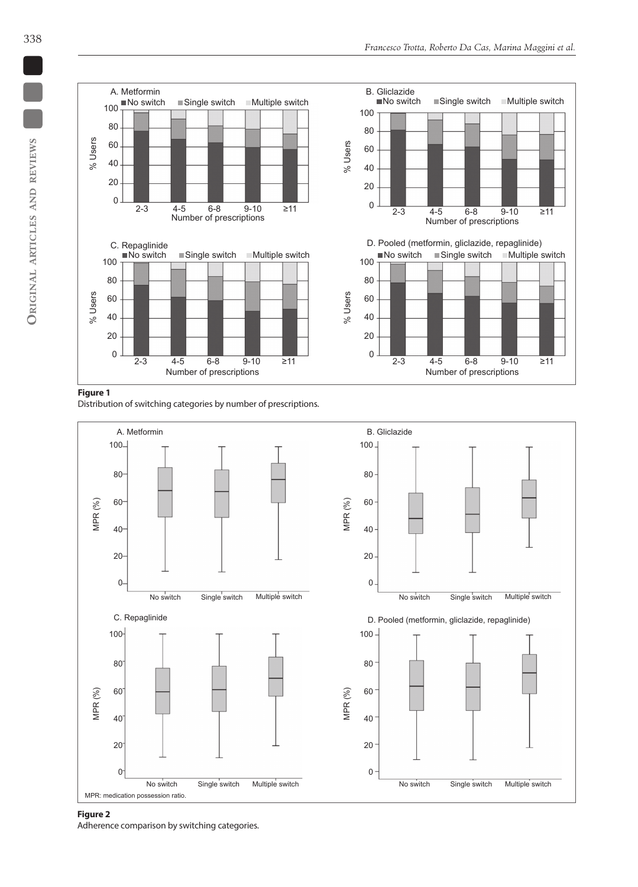**Figure 1**
Distribution of switching categories by number of prescriptions.

**Figure 2**
Adherence comparison by switching categories.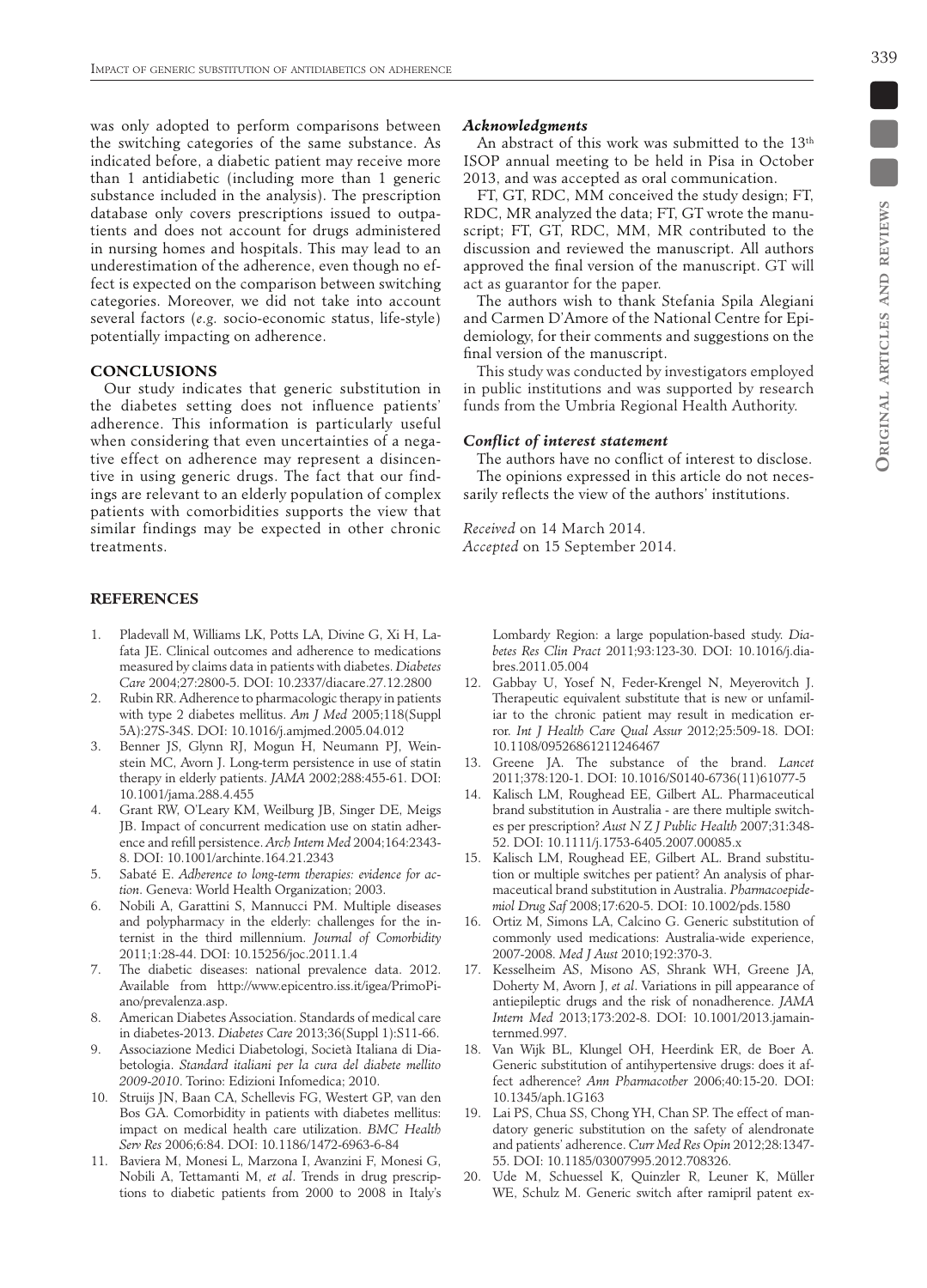was only adopted to perform comparisons between the switching categories of the same substance. As indicated before, a diabetic patient may receive more than 1 antidiabetic (including more than 1 generic substance included in the analysis). The prescription database only covers prescriptions issued to outpatients and does not account for drugs administered in nursing homes and hospitals. This may lead to an underestimation of the adherence, even though no effect is expected on the comparison between switching categories. Moreover, we did not take into account several factors (*e.g.* socio-economic status, life-style) potentially impacting on adherence.

## CONCLUSIONS

Our study indicates that generic substitution in the diabetes setting does not influence patients' adherence. This information is particularly useful when considering that even uncertainties of a negative effect on adherence may represent a disincentive in using generic drugs. The fact that our findings are relevant to an elderly population of complex patients with comorbidities supports the view that similar findings may be expected in other chronic treatments.

### *Acknowledgments*

An abstract of this work was submitted to the 13th ISOP annual meeting to be held in Pisa in October 2013, and was accepted as oral communication.

FT, GT, RDC, MM conceived the study design; FT, RDC, MR analyzed the data; FT, GT wrote the manuscript; FT, GT, RDC, MM, MR contributed to the discussion and reviewed the manuscript. All authors approved the final version of the manuscript. GT will act as guarantor for the paper.

The authors wish to thank Stefania Spila Alegiani and Carmen D'Amore of the National Centre for Epidemiology, for their comments and suggestions on the final version of the manuscript.

This study was conducted by investigators employed in public institutions and was supported by research funds from the Umbria Regional Health Authority.

### *Conflict of interest statement*

The authors have no conflict of interest to disclose. The opinions expressed in this article do not necessarily reflects the view of the authors' institutions.

*Received* on 14 March 2014.
*Accepted* on 15 September 2014.

## REFERENCES

1. Pladevall M, Williams LK, Potts LA, Divine G, Xi H, Lafata JE. Clinical outcomes and adherence to medications measured by claims data in patients with diabetes. *Diabetes Care* 2004;27:2800-5. DOI: 10.2337/diacare.27.12.2800
2. Rubin RR. Adherence to pharmacologic therapy in patients with type 2 diabetes mellitus. *Am J Med* 2005;118(Suppl 5A):27S-34S. DOI: 10.1016/j.amjmed.2005.04.012
3. Benner JS, Glynn RJ, Mogun H, Neumann PJ, Weinstein MC, Avorn J. Long-term persistence in use of statin therapy in elderly patients. *JAMA* 2002;288:455-61. DOI: 10.1001/jama.288.4.455
4. Grant RW, O'Leary KM, Weilburg JB, Singer DE, Meigs JB. Impact of concurrent medication use on statin adherence and refill persistence. *Arch Intern Med* 2004;164:2343-8. DOI: 10.1001/archinte.164.21.2343
5. Sabaté E. *Adherence to long-term therapies: evidence for action*. Geneva: World Health Organization; 2003.
6. Nobili A, Garattini S, Mannucci PM. Multiple diseases and polypharmacy in the elderly: challenges for the internist in the third millennium. *Journal of Comorbidity* 2011;1:28-44. DOI: 10.15256/joc.2011.1.4
7. The diabetic diseases: national prevalence data. 2012. Available from http://www.epicentro.iss.it/igea/PrimoPiano/prevalenza.asp.
8. American Diabetes Association. Standards of medical care in diabetes-2013. *Diabetes Care* 2013;36(Suppl 1):S11-66.
9. Associazione Medici Diabetologi, Società Italiana di Diabetologia. *Standard italiani per la cura del diabete mellito 2009-2010*. Torino: Edizioni Infomedica; 2010.
10. Struijs JN, Baan CA, Schellevis FG, Westert GP, van den Bos GA. Comorbidity in patients with diabetes mellitus: impact on medical health care utilization. *BMC Health Serv Res* 2006;6:84. DOI: 10.1186/1472-6963-6-84
11. Baviera M, Monesi L, Marzona I, Avanzini F, Monesi G, Nobili A, Tettamanti M, *et al*. Trends in drug prescriptions to diabetic patients from 2000 to 2008 in Italy's Lombardy Region: a large population-based study. *Diabetes Res Clin Pract* 2011;93:123-30. DOI: 10.1016/j.diabres.2011.05.004
12. Gabbay U, Yosef N, Feder-Krengel N, Meyerovitch J. Therapeutic equivalent substitute that is new or unfamiliar to the chronic patient may result in medication error. *Int J Health Care Qual Assur* 2012;25:509-18. DOI: 10.1108/09526861211246467
13. Greene JA. The substance of the brand. *Lancet* 2011;378:120-1. DOI: 10.1016/S0140-6736(11)61077-5
14. Kalisch LM, Roughead EE, Gilbert AL. Pharmaceutical brand substitution in Australia - are there multiple switches per prescription? *Aust N Z J Public Health* 2007;31:348-52. DOI: 10.1111/j.1753-6405.2007.00085.x
15. Kalisch LM, Roughead EE, Gilbert AL. Brand substitution or multiple switches per patient? An analysis of pharmaceutical brand substitution in Australia. *Pharmacoepidemiol Drug Saf* 2008;17:620-5. DOI: 10.1002/pds.1580
16. Ortiz M, Simons LA, Calcino G. Generic substitution of commonly used medications: Australia-wide experience, 2007-2008. *Med J Aust* 2010;192:370-3.
17. Kesselheim AS, Misono AS, Shrank WH, Greene JA, Doherty M, Avorn J, *et al*. Variations in pill appearance of antiepileptic drugs and the risk of nonadherence. *JAMA Intern Med* 2013;173:202-8. DOI: 10.1001/2013.jamainternmed.997.
18. Van Wijk BL, Klungel OH, Heerdink ER, de Boer A. Generic substitution of antihypertensive drugs: does it affect adherence? *Ann Pharmacother* 2006;40:15-20. DOI: 10.1345/aph.1G163
19. Lai PS, Chua SS, Chong YH, Chan SP. The effect of mandatory generic substitution on the safety of alendronate and patients' adherence. *Curr Med Res Opin* 2012;28:1347-55. DOI: 10.1185/03007995.2012.708326.
20. Ude M, Schuessel K, Quinzler R, Leuner K, Müller WE, Schulz M. Generic switch after ramipril patent ex-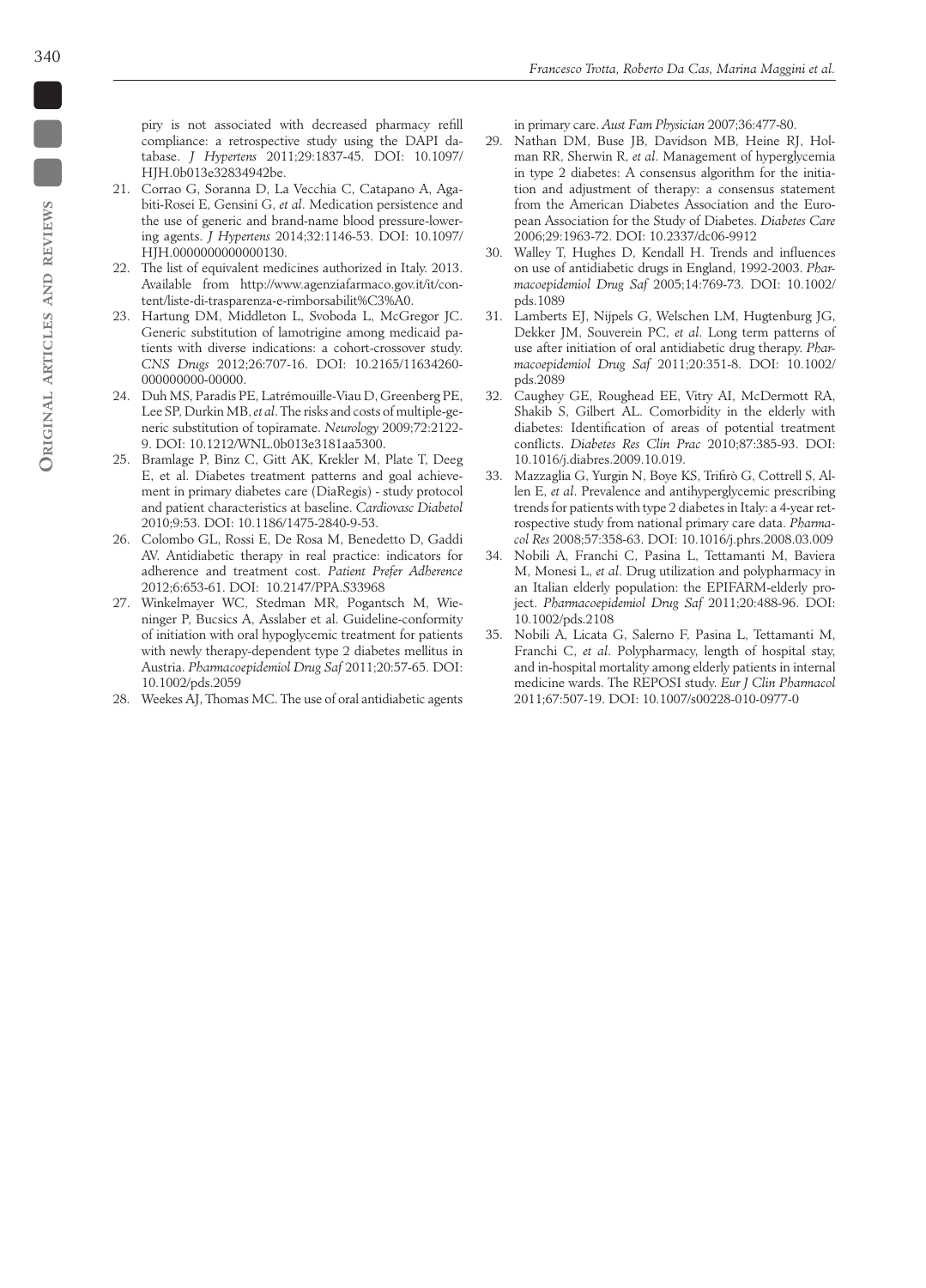piry is not associated with decreased pharmacy refill compliance: a retrospective study using the DAPI database. *J Hypertens* 2011;29:1837-45. DOI: 10.1097/HJH.0b013e32834942be.

21. Corrao G, Soranna D, La Vecchia C, Catapano A, Agabiti-Rosei E, Gensini G, *et al*. Medication persistence and the use of generic and brand-name blood pressure-lowering agents. *J Hypertens* 2014;32:1146-53. DOI: 10.1097/HJH.0000000000000130.
22. The list of equivalent medicines authorized in Italy. 2013. Available from http://www.agenziafarmaco.gov.it/it/content/liste-di-trasparenza-e-rimborsabilit%C3%A0.
23. Hartung DM, Middleton L, Svoboda L, McGregor JC. Generic substitution of lamotrigine among medicaid patients with diverse indications: a cohort-crossover study. *CNS Drugs* 2012;26:707-16. DOI: 10.2165/11634260-000000000-00000.
24. Duh MS, Paradis PE, Latrémouille-Viau D, Greenberg PE, Lee SP, Durkin MB, *et al*. The risks and costs of multiple-generic substitution of topiramate. *Neurology* 2009;72:2122-9. DOI: 10.1212/WNL.0b013e3181aa5300.
25. Bramlage P, Binz C, Gitt AK, Krekler M, Plate T, Deeg E, et al. Diabetes treatment patterns and goal achievement in primary diabetes care (DiaRegis) - study protocol and patient characteristics at baseline. *Cardiovasc Diabetol* 2010;9:53. DOI: 10.1186/1475-2840-9-53.
26. Colombo GL, Rossi E, De Rosa M, Benedetto D, Gaddi AV. Antidiabetic therapy in real practice: indicators for adherence and treatment cost. *Patient Prefer Adherence* 2012;6:653-61. DOI: 10.2147/PPA.S33968
27. Winkelmayer WC, Stedman MR, Pogantsch M, Wieninger P, Bucsics A, Asslaber et al. Guideline-conformity of initiation with oral hypoglycemic treatment for patients with newly therapy-dependent type 2 diabetes mellitus in Austria. *Pharmacoepidemiol Drug Saf* 2011;20:57-65. DOI: 10.1002/pds.2059
28. Weekes AJ, Thomas MC. The use of oral antidiabetic agents in primary care. *Aust Fam Physician* 2007;36:477-80.
29. Nathan DM, Buse JB, Davidson MB, Heine RJ, Holman RR, Sherwin R, *et al*. Management of hyperglycemia in type 2 diabetes: A consensus algorithm for the initiation and adjustment of therapy: a consensus statement from the American Diabetes Association and the European Association for the Study of Diabetes. *Diabetes Care* 2006;29:1963-72. DOI: 10.2337/dc06-9912
30. Walley T, Hughes D, Kendall H. Trends and influences on use of antidiabetic drugs in England, 1992-2003. *Pharmacoepidemiol Drug Saf* 2005;14:769-73. DOI: 10.1002/pds.1089
31. Lamberts EJ, Nijpels G, Welschen LM, Hugtenburg JG, Dekker JM, Souverein PC, *et al*. Long term patterns of use after initiation of oral antidiabetic drug therapy. *Pharmacoepidemiol Drug Saf* 2011;20:351-8. DOI: 10.1002/pds.2089
32. Caughey GE, Roughead EE, Vitry AI, McDermott RA, Shakib S, Gilbert AL. Comorbidity in the elderly with diabetes: Identification of areas of potential treatment conflicts. *Diabetes Res Clin Prac* 2010;87:385-93. DOI: 10.1016/j.diabres.2009.10.019.
33. Mazzaglia G, Yurgin N, Boye KS, Trifirò G, Cottrell S, Allen E, *et al*. Prevalence and antihyperglycemic prescribing trends for patients with type 2 diabetes in Italy: a 4-year retrospective study from national primary care data. *Pharmacol Res* 2008;57:358-63. DOI: 10.1016/j.phrs.2008.03.009
34. Nobili A, Franchi C, Pasina L, Tettamanti M, Baviera M, Monesi L, *et al*. Drug utilization and polypharmacy in an Italian elderly population: the EPIFARM-elderly project. *Pharmacoepidemiol Drug Saf* 2011;20:488-96. DOI: 10.1002/pds.2108
35. Nobili A, Licata G, Salerno F, Pasina L, Tettamanti M, Franchi C, *et al*. Polypharmacy, length of hospital stay, and in-hospital mortality among elderly patients in internal medicine wards. The REPOSI study. *Eur J Clin Pharmacol* 2011;67:507-19. DOI: 10.1007/s00228-010-0977-0